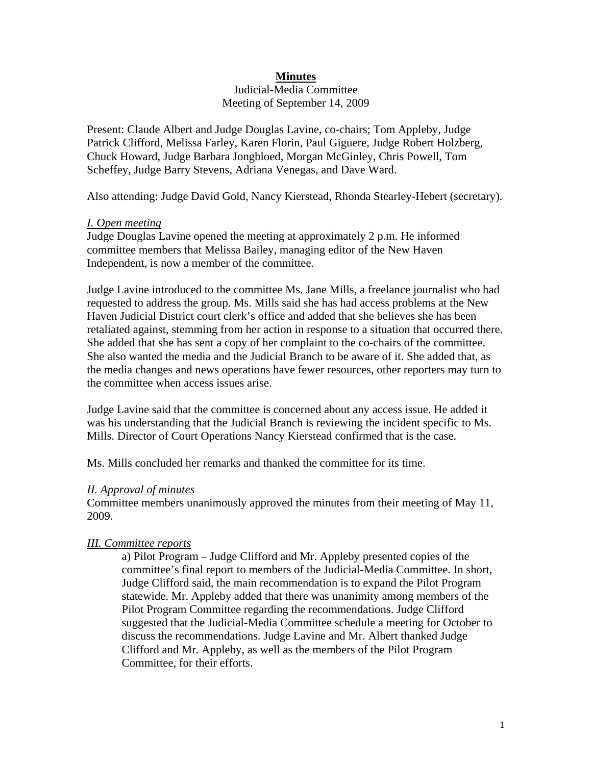# Minutes

Judicial-Media Committee
Meeting of September 14, 2009

Present: Claude Albert and Judge Douglas Lavine, co-chairs; Tom Appleby, Judge Patrick Clifford, Melissa Farley, Karen Florin, Paul Giguere, Judge Robert Holzberg, Chuck Howard, Judge Barbara Jongbloed, Morgan McGinley, Chris Powell, Tom Scheffey, Judge Barry Stevens, Adriana Venegas, and Dave Ward.

Also attending: Judge David Gold, Nancy Kierstead, Rhonda Stearley-Hebert (secretary).

*I. Open meeting*

Judge Douglas Lavine opened the meeting at approximately 2 p.m. He informed committee members that Melissa Bailey, managing editor of the New Haven Independent, is now a member of the committee.

Judge Lavine introduced to the committee Ms. Jane Mills, a freelance journalist who had requested to address the group. Ms. Mills said she has had access problems at the New Haven Judicial District court clerk's office and added that she believes she has been retaliated against, stemming from her action in response to a situation that occurred there. She added that she has sent a copy of her complaint to the co-chairs of the committee. She also wanted the media and the Judicial Branch to be aware of it. She added that, as the media changes and news operations have fewer resources, other reporters may turn to the committee when access issues arise.

Judge Lavine said that the committee is concerned about any access issue. He added it was his understanding that the Judicial Branch is reviewing the incident specific to Ms. Mills. Director of Court Operations Nancy Kierstead confirmed that is the case.

Ms. Mills concluded her remarks and thanked the committee for its time.

*II. Approval of minutes*

Committee members unanimously approved the minutes from their meeting of May 11, 2009.

*III. Committee reports*

a) Pilot Program – Judge Clifford and Mr. Appleby presented copies of the committee's final report to members of the Judicial-Media Committee. In short, Judge Clifford said, the main recommendation is to expand the Pilot Program statewide. Mr. Appleby added that there was unanimity among members of the Pilot Program Committee regarding the recommendations. Judge Clifford suggested that the Judicial-Media Committee schedule a meeting for October to discuss the recommendations. Judge Lavine and Mr. Albert thanked Judge Clifford and Mr. Appleby, as well as the members of the Pilot Program Committee, for their efforts.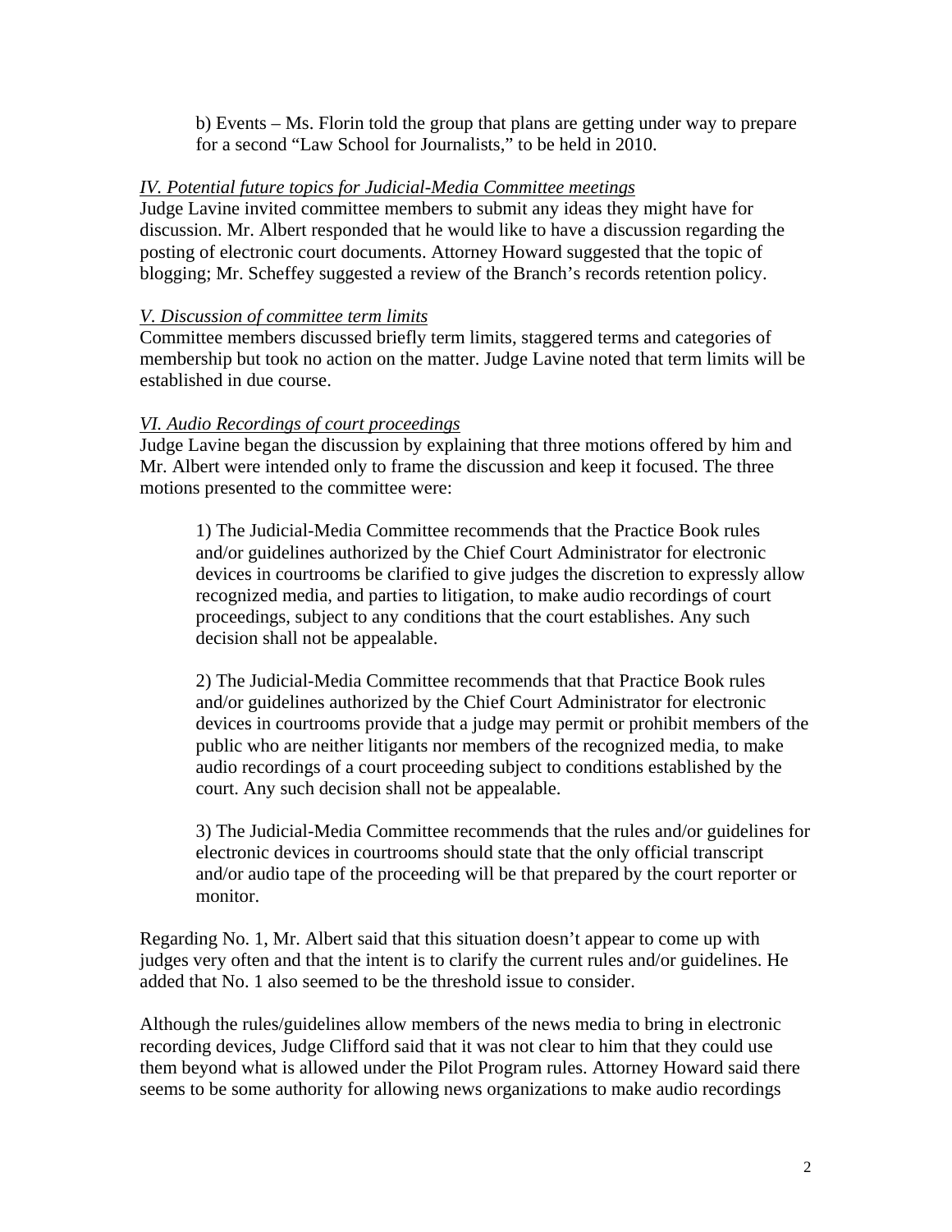b) Events – Ms. Florin told the group that plans are getting under way to prepare for a second "Law School for Journalists," to be held in 2010.

*IV. Potential future topics for Judicial-Media Committee meetings*

Judge Lavine invited committee members to submit any ideas they might have for discussion. Mr. Albert responded that he would like to have a discussion regarding the posting of electronic court documents. Attorney Howard suggested that the topic of blogging; Mr. Scheffey suggested a review of the Branch's records retention policy.

*V. Discussion of committee term limits*

Committee members discussed briefly term limits, staggered terms and categories of membership but took no action on the matter. Judge Lavine noted that term limits will be established in due course.

*VI. Audio Recordings of court proceedings*

Judge Lavine began the discussion by explaining that three motions offered by him and Mr. Albert were intended only to frame the discussion and keep it focused. The three motions presented to the committee were:

> 1) The Judicial-Media Committee recommends that the Practice Book rules and/or guidelines authorized by the Chief Court Administrator for electronic devices in courtrooms be clarified to give judges the discretion to expressly allow recognized media, and parties to litigation, to make audio recordings of court proceedings, subject to any conditions that the court establishes. Any such decision shall not be appealable.
>
> 2) The Judicial-Media Committee recommends that that Practice Book rules and/or guidelines authorized by the Chief Court Administrator for electronic devices in courtrooms provide that a judge may permit or prohibit members of the public who are neither litigants nor members of the recognized media, to make audio recordings of a court proceeding subject to conditions established by the court. Any such decision shall not be appealable.
>
> 3) The Judicial-Media Committee recommends that the rules and/or guidelines for electronic devices in courtrooms should state that the only official transcript and/or audio tape of the proceeding will be that prepared by the court reporter or monitor.

Regarding No. 1, Mr. Albert said that this situation doesn't appear to come up with judges very often and that the intent is to clarify the current rules and/or guidelines. He added that No. 1 also seemed to be the threshold issue to consider.

Although the rules/guidelines allow members of the news media to bring in electronic recording devices, Judge Clifford said that it was not clear to him that they could use them beyond what is allowed under the Pilot Program rules. Attorney Howard said there seems to be some authority for allowing news organizations to make audio recordings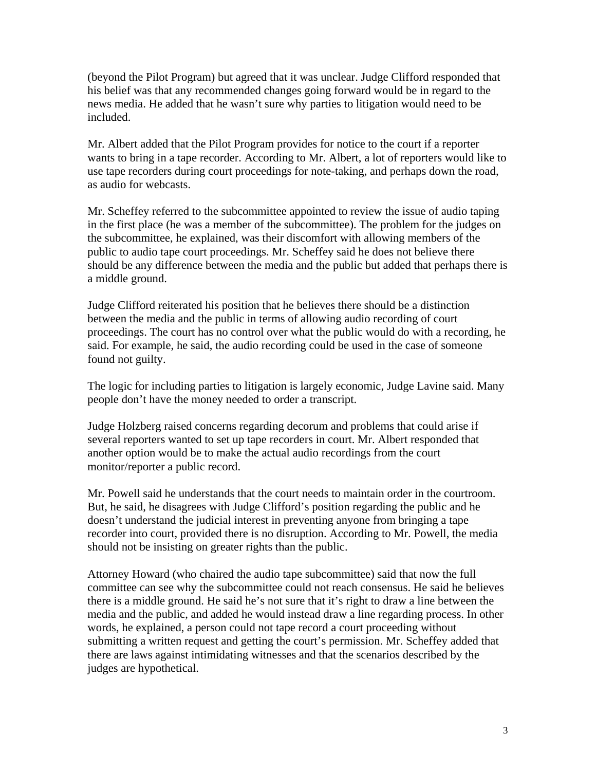(beyond the Pilot Program) but agreed that it was unclear. Judge Clifford responded that his belief was that any recommended changes going forward would be in regard to the news media. He added that he wasn't sure why parties to litigation would need to be included.

Mr. Albert added that the Pilot Program provides for notice to the court if a reporter wants to bring in a tape recorder. According to Mr. Albert, a lot of reporters would like to use tape recorders during court proceedings for note-taking, and perhaps down the road, as audio for webcasts.

Mr. Scheffey referred to the subcommittee appointed to review the issue of audio taping in the first place (he was a member of the subcommittee). The problem for the judges on the subcommittee, he explained, was their discomfort with allowing members of the public to audio tape court proceedings. Mr. Scheffey said he does not believe there should be any difference between the media and the public but added that perhaps there is a middle ground.

Judge Clifford reiterated his position that he believes there should be a distinction between the media and the public in terms of allowing audio recording of court proceedings. The court has no control over what the public would do with a recording, he said. For example, he said, the audio recording could be used in the case of someone found not guilty.

The logic for including parties to litigation is largely economic, Judge Lavine said. Many people don't have the money needed to order a transcript.

Judge Holzberg raised concerns regarding decorum and problems that could arise if several reporters wanted to set up tape recorders in court. Mr. Albert responded that another option would be to make the actual audio recordings from the court monitor/reporter a public record.

Mr. Powell said he understands that the court needs to maintain order in the courtroom. But, he said, he disagrees with Judge Clifford's position regarding the public and he doesn't understand the judicial interest in preventing anyone from bringing a tape recorder into court, provided there is no disruption. According to Mr. Powell, the media should not be insisting on greater rights than the public.

Attorney Howard (who chaired the audio tape subcommittee) said that now the full committee can see why the subcommittee could not reach consensus. He said he believes there is a middle ground. He said he's not sure that it's right to draw a line between the media and the public, and added he would instead draw a line regarding process. In other words, he explained, a person could not tape record a court proceeding without submitting a written request and getting the court's permission. Mr. Scheffey added that there are laws against intimidating witnesses and that the scenarios described by the judges are hypothetical.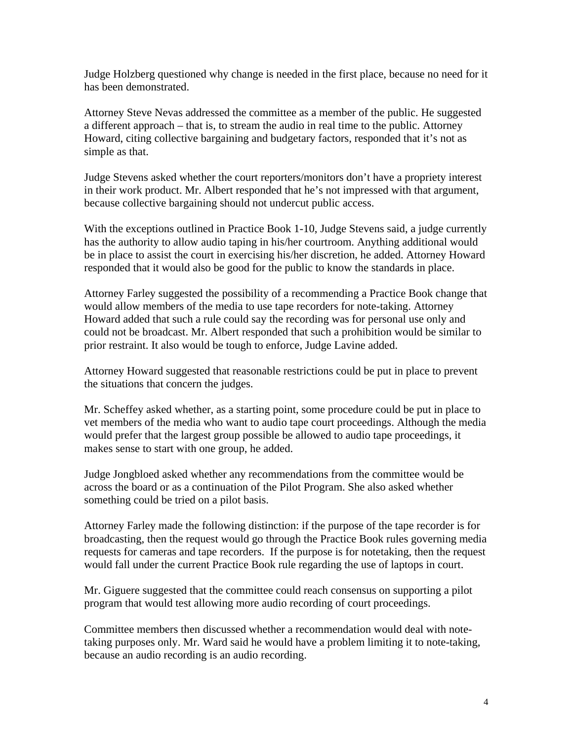Judge Holzberg questioned why change is needed in the first place, because no need for it has been demonstrated.

Attorney Steve Nevas addressed the committee as a member of the public. He suggested a different approach – that is, to stream the audio in real time to the public. Attorney Howard, citing collective bargaining and budgetary factors, responded that it's not as simple as that.

Judge Stevens asked whether the court reporters/monitors don't have a propriety interest in their work product. Mr. Albert responded that he's not impressed with that argument, because collective bargaining should not undercut public access.

With the exceptions outlined in Practice Book 1-10, Judge Stevens said, a judge currently has the authority to allow audio taping in his/her courtroom. Anything additional would be in place to assist the court in exercising his/her discretion, he added. Attorney Howard responded that it would also be good for the public to know the standards in place.

Attorney Farley suggested the possibility of a recommending a Practice Book change that would allow members of the media to use tape recorders for note-taking. Attorney Howard added that such a rule could say the recording was for personal use only and could not be broadcast. Mr. Albert responded that such a prohibition would be similar to prior restraint. It also would be tough to enforce, Judge Lavine added.

Attorney Howard suggested that reasonable restrictions could be put in place to prevent the situations that concern the judges.

Mr. Scheffey asked whether, as a starting point, some procedure could be put in place to vet members of the media who want to audio tape court proceedings. Although the media would prefer that the largest group possible be allowed to audio tape proceedings, it makes sense to start with one group, he added.

Judge Jongbloed asked whether any recommendations from the committee would be across the board or as a continuation of the Pilot Program. She also asked whether something could be tried on a pilot basis.

Attorney Farley made the following distinction: if the purpose of the tape recorder is for broadcasting, then the request would go through the Practice Book rules governing media requests for cameras and tape recorders. If the purpose is for notetaking, then the request would fall under the current Practice Book rule regarding the use of laptops in court.

Mr. Giguere suggested that the committee could reach consensus on supporting a pilot program that would test allowing more audio recording of court proceedings.

Committee members then discussed whether a recommendation would deal with note-taking purposes only. Mr. Ward said he would have a problem limiting it to note-taking, because an audio recording is an audio recording.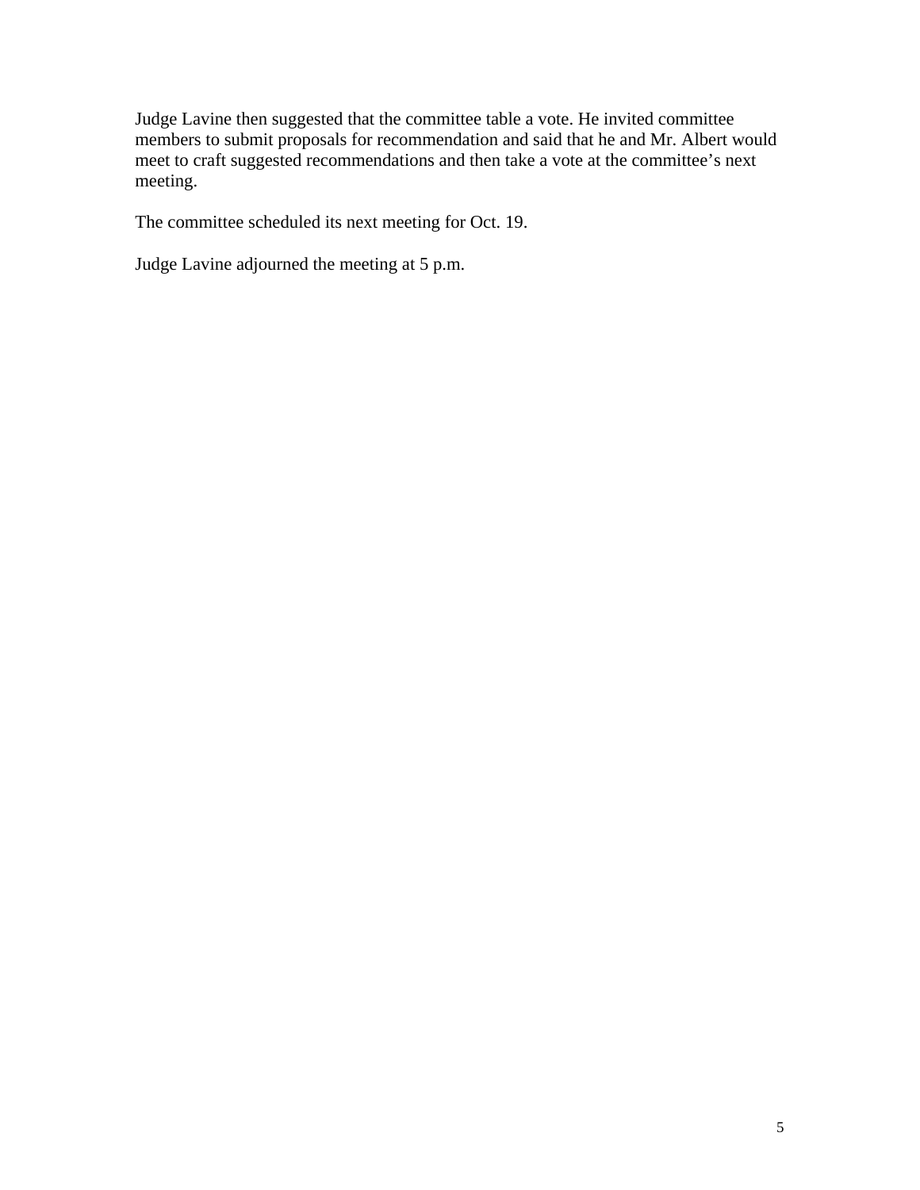Judge Lavine then suggested that the committee table a vote. He invited committee members to submit proposals for recommendation and said that he and Mr. Albert would meet to craft suggested recommendations and then take a vote at the committee's next meeting.

The committee scheduled its next meeting for Oct. 19.

Judge Lavine adjourned the meeting at 5 p.m.